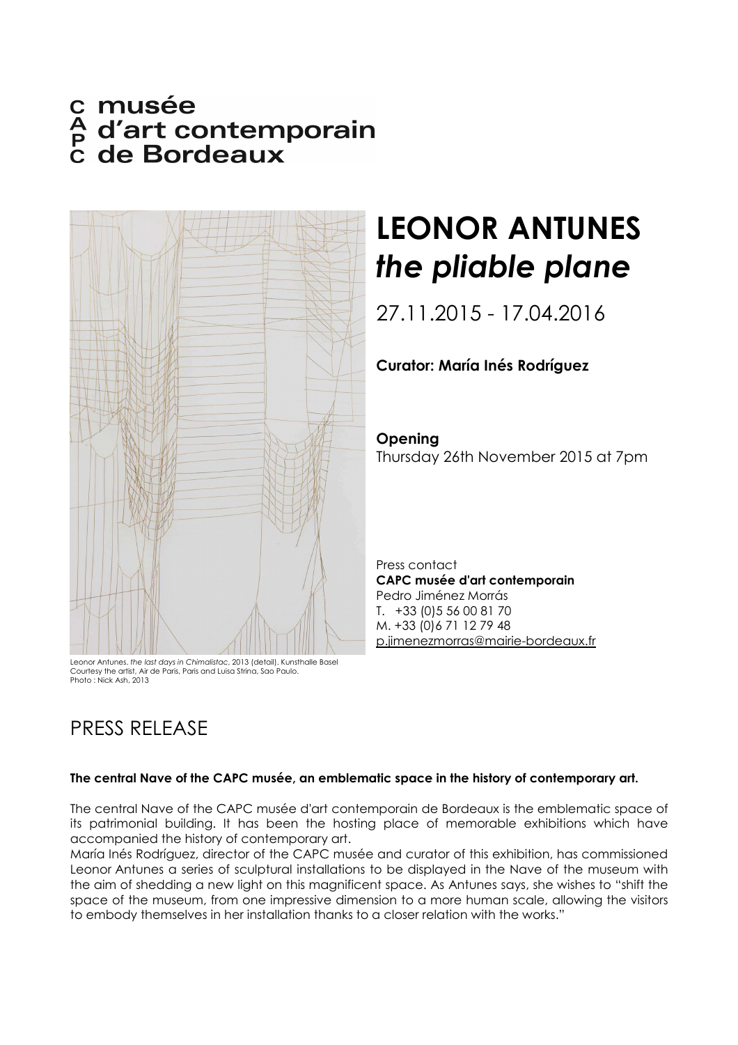CAPC musée d'art contemporain de Bordeaux

# LEONOR ANTUNES
# *the pliable plane*

27.11.2015 - 17.04.2016

**Curator: María Inés Rodríguez**

**Opening**
Thursday 26th November 2015 at 7pm

Press contact
**CAPC musée d'art contemporain**
Pedro Jiménez Morrás
T. +33 (0)5 56 00 81 70
M. +33 (0)6 71 12 79 48
p.jimenezmorras@mairie-bordeaux.fr

Leonor Antunes. *the last days in Chimalistac*, 2013 (detail). Kunsthalle Basel
Courtesy the artist, Air de Paris, Paris and Luisa Strina, Sao Paulo.
Photo : Nick Ash, 2013

## PRESS RELEASE

**The central Nave of the CAPC musée, an emblematic space in the history of contemporary art.**

The central Nave of the CAPC musée d'art contemporain de Bordeaux is the emblematic space of its patrimonial building. It has been the hosting place of memorable exhibitions which have accompanied the history of contemporary art.
María Inés Rodríguez, director of the CAPC musée and curator of this exhibition, has commissioned Leonor Antunes a series of sculptural installations to be displayed in the Nave of the museum with the aim of shedding a new light on this magnificent space. As Antunes says, she wishes to "shift the space of the museum, from one impressive dimension to a more human scale, allowing the visitors to embody themselves in her installation thanks to a closer relation with the works."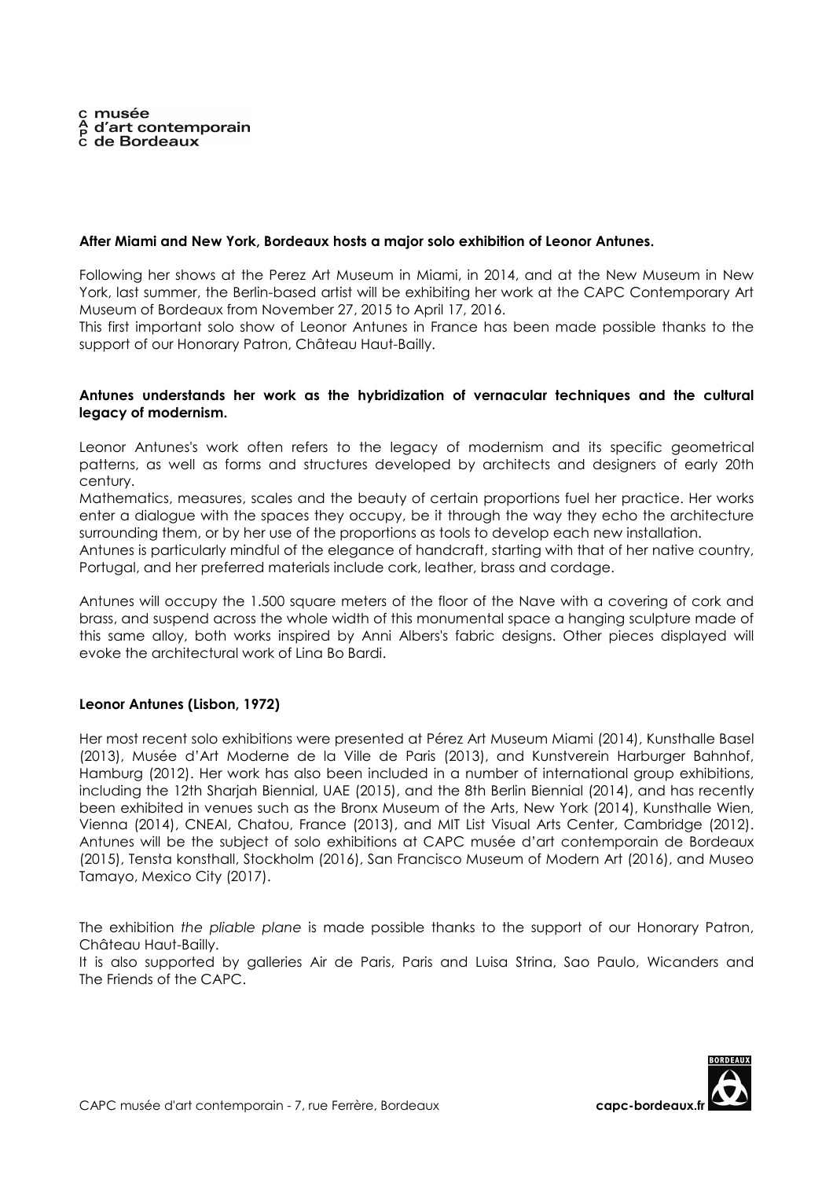c musée
A d'art contemporain
P
c de Bordeaux

**After Miami and New York, Bordeaux hosts a major solo exhibition of Leonor Antunes.**

Following her shows at the Perez Art Museum in Miami, in 2014, and at the New Museum in New York, last summer, the Berlin-based artist will be exhibiting her work at the CAPC Contemporary Art Museum of Bordeaux from November 27, 2015 to April 17, 2016.
This first important solo show of Leonor Antunes in France has been made possible thanks to the support of our Honorary Patron, Château Haut-Bailly.

**Antunes understands her work as the hybridization of vernacular techniques and the cultural legacy of modernism.**

Leonor Antunes's work often refers to the legacy of modernism and its specific geometrical patterns, as well as forms and structures developed by architects and designers of early 20th century.
Mathematics, measures, scales and the beauty of certain proportions fuel her practice. Her works enter a dialogue with the spaces they occupy, be it through the way they echo the architecture surrounding them, or by her use of the proportions as tools to develop each new installation.
Antunes is particularly mindful of the elegance of handcraft, starting with that of her native country, Portugal, and her preferred materials include cork, leather, brass and cordage.

Antunes will occupy the 1.500 square meters of the floor of the Nave with a covering of cork and brass, and suspend across the whole width of this monumental space a hanging sculpture made of this same alloy, both works inspired by Anni Albers's fabric designs. Other pieces displayed will evoke the architectural work of Lina Bo Bardi.

**Leonor Antunes (Lisbon, 1972)**

Her most recent solo exhibitions were presented at Pérez Art Museum Miami (2014), Kunsthalle Basel (2013), Musée d'Art Moderne de la Ville de Paris (2013), and Kunstverein Harburger Bahnhof, Hamburg (2012). Her work has also been included in a number of international group exhibitions, including the 12th Sharjah Biennial, UAE (2015), and the 8th Berlin Biennial (2014), and has recently been exhibited in venues such as the Bronx Museum of the Arts, New York (2014), Kunsthalle Wien, Vienna (2014), CNEAI, Chatou, France (2013), and MIT List Visual Arts Center, Cambridge (2012). Antunes will be the subject of solo exhibitions at CAPC musée d'art contemporain de Bordeaux (2015), Tensta konsthall, Stockholm (2016), San Francisco Museum of Modern Art (2016), and Museo Tamayo, Mexico City (2017).

The exhibition *the pliable plane* is made possible thanks to the support of our Honorary Patron, Château Haut-Bailly.
It is also supported by galleries Air de Paris, Paris and Luisa Strina, Sao Paulo, Wicanders and The Friends of the CAPC.